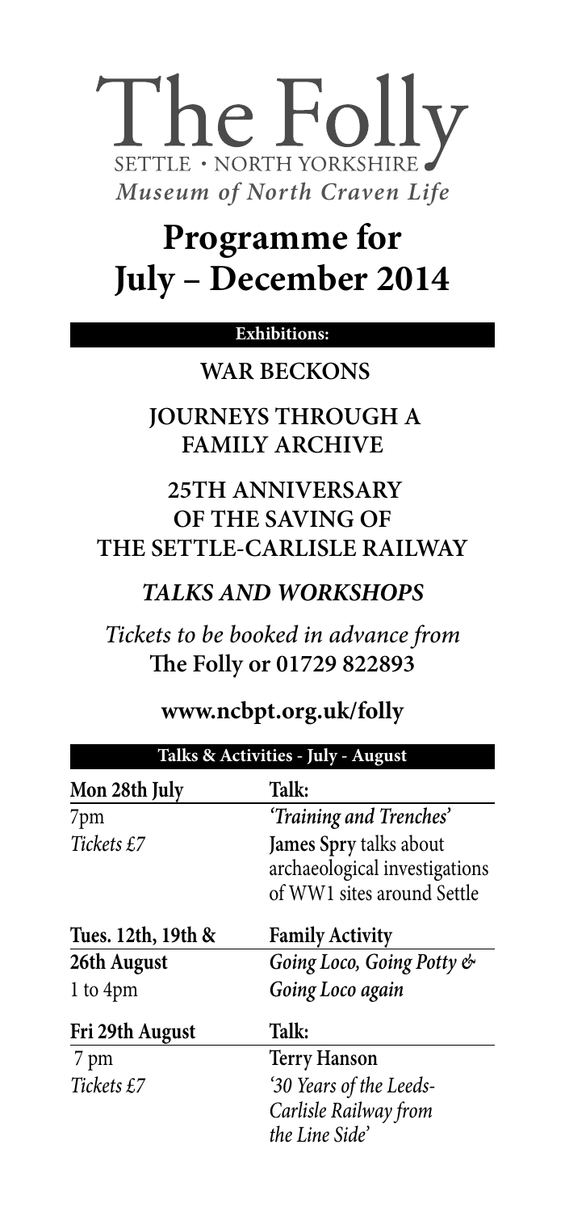# The Folly

SETTLE · NORTH YORKSHIRE

*Museum of North Craven Life*

# Programme for July – December 2014

**Exhibitions:**

**WAR BECKONS**

**JOURNEYS THROUGH A FAMILY ARCHIVE**

**25TH ANNIVERSARY OF THE SAVING OF THE SETTLE-CARLISLE RAILWAY**

***TALKS AND WORKSHOPS***

*Tickets to be booked in advance from* **The Folly or 01729 822893**

**www.ncbpt.org.uk/folly**

## Talks & Activities - July - August

| | |
|---|---|
| **Mon 28th July** | **Talk:** |
| 7pm | *'Training and Trenches'* |
| *Tickets £7* | **James Spry** talks about archaeological investigations of WW1 sites around Settle |
| **Tues. 12th, 19th & 26th August** | **Family Activity** |
| 1 to 4pm | *Going Loco, Going Potty & Going Loco again* |
| **Fri 29th August** | **Talk:** |
| 7 pm | **Terry Hanson** |
| *Tickets £7* | *'30 Years of the Leeds-Carlisle Railway from the Line Side'* |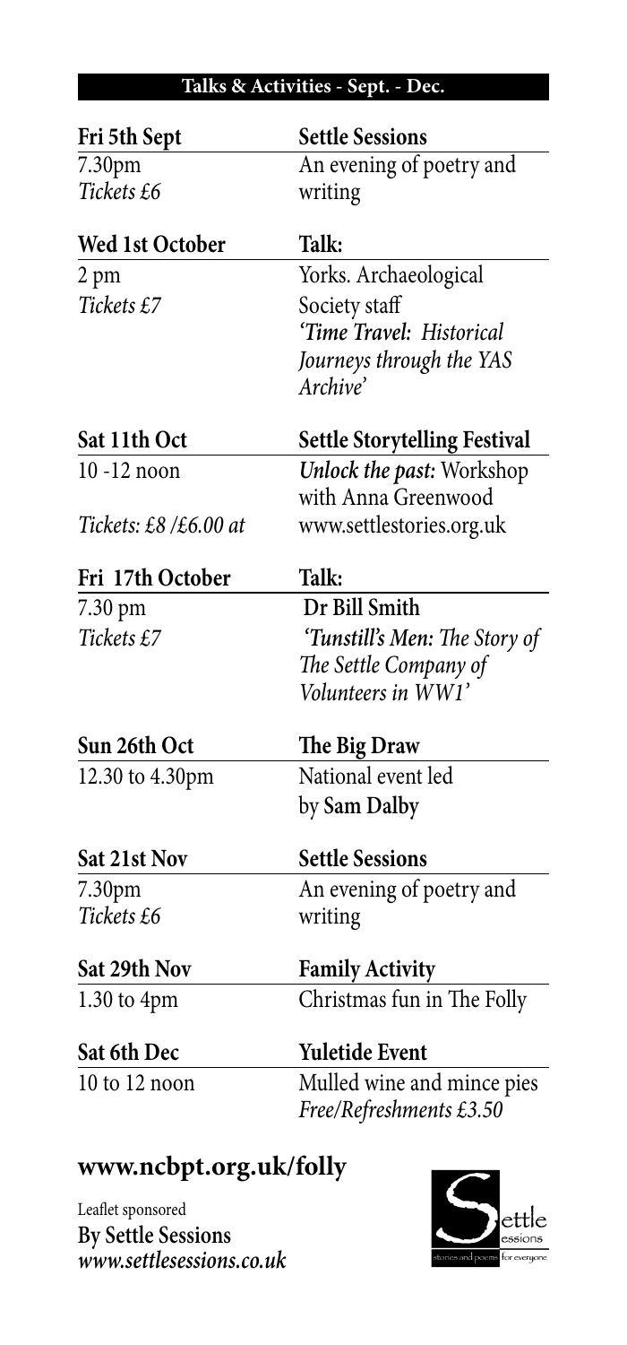## Talks & Activities - Sept. - Dec.

| | |
|---|---|
| **Fri 5th Sept** | **Settle Sessions** |
| 7.30pm<br>*Tickets £6* | An evening of poetry and writing |
| **Wed 1st October** | **Talk:** |
| 2 pm<br>*Tickets £7* | Yorks. Archaeological Society staff<br>*'Time Travel: Historical Journeys through the YAS Archive'* |
| **Sat 11th Oct** | **Settle Storytelling Festival** |
| 10 -12 noon<br>*Tickets: £8 /£6.00 at* | ***Unlock the past:*** Workshop with Anna Greenwood<br>www.settlestories.org.uk |
| **Fri 17th October** | **Talk:** |
| 7.30 pm<br>*Tickets £7* | **Dr Bill Smith**<br>*'Tunstill's Men: The Story of The Settle Company of Volunteers in WW1'* |
| **Sun 26th Oct** | **The Big Draw** |
| 12.30 to 4.30pm | National event led by **Sam Dalby** |
| **Sat 21st Nov** | **Settle Sessions** |
| 7.30pm<br>*Tickets £6* | An evening of poetry and writing |
| **Sat 29th Nov** | **Family Activity** |
| 1.30 to 4pm | Christmas fun in The Folly |
| **Sat 6th Dec** | **Yuletide Event** |
| 10 to 12 noon | Mulled wine and mince pies<br>*Free/Refreshments £3.50* |

## www.ncbpt.org.uk/folly

Leaflet sponsored
**By Settle Sessions**
*www.settlesessions.co.uk*

Settle Sessions
stories and poems for everyone